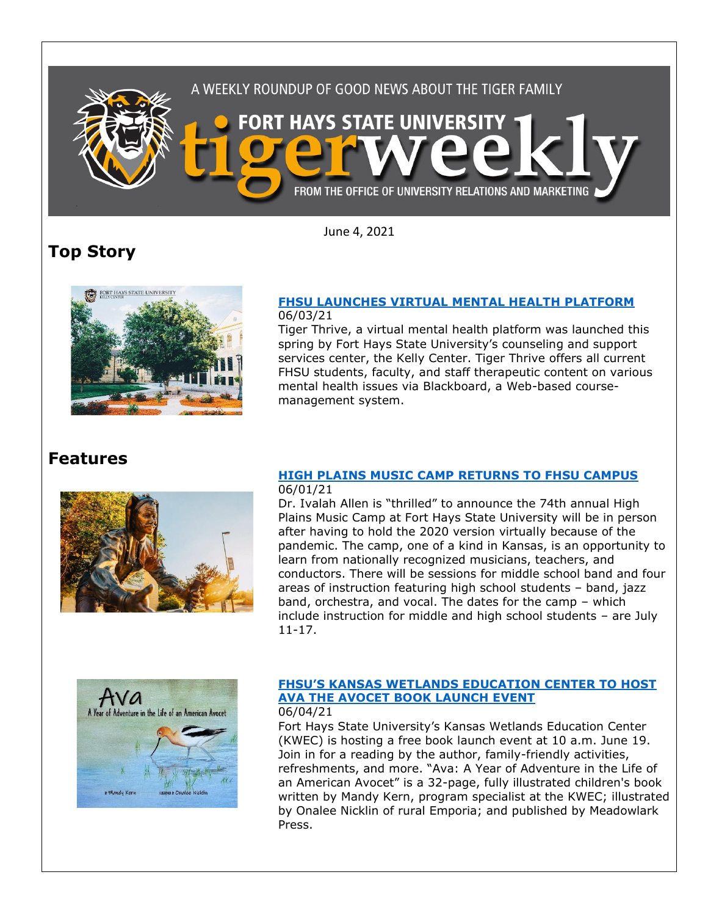June 4, 2021

## Top Story

### [FHSU LAUNCHES VIRTUAL MENTAL HEALTH PLATFORM]

06/03/21

Tiger Thrive, a virtual mental health platform was launched this spring by Fort Hays State University's counseling and support services center, the Kelly Center. Tiger Thrive offers all current FHSU students, faculty, and staff therapeutic content on various mental health issues via Blackboard, a Web-based course-management system.

## Features

### [HIGH PLAINS MUSIC CAMP RETURNS TO FHSU CAMPUS]

06/01/21

Dr. Ivalah Allen is "thrilled" to announce the 74th annual High Plains Music Camp at Fort Hays State University will be in person after having to hold the 2020 version virtually because of the pandemic. The camp, one of a kind in Kansas, is an opportunity to learn from nationally recognized musicians, teachers, and conductors. There will be sessions for middle school band and four areas of instruction featuring high school students – band, jazz band, orchestra, and vocal. The dates for the camp – which include instruction for middle and high school students – are July 11-17.

### [FHSU'S KANSAS WETLANDS EDUCATION CENTER TO HOST AVA THE AVOCET BOOK LAUNCH EVENT]

06/04/21

Fort Hays State University's Kansas Wetlands Education Center (KWEC) is hosting a free book launch event at 10 a.m. June 19. Join in for a reading by the author, family-friendly activities, refreshments, and more. "Ava: A Year of Adventure in the Life of an American Avocet" is a 32-page, fully illustrated children's book written by Mandy Kern, program specialist at the KWEC; illustrated by Onalee Nicklin of rural Emporia; and published by Meadowlark Press.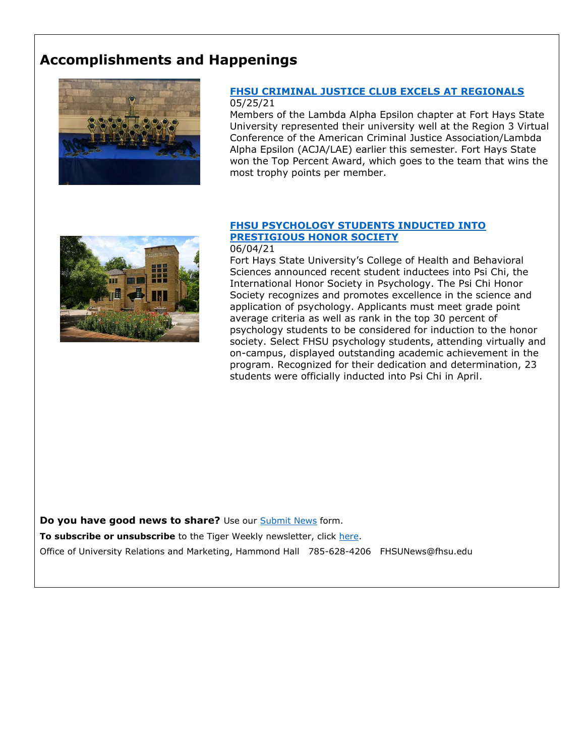## Accomplishments and Happenings

### [FHSU CRIMINAL JUSTICE CLUB EXCELS AT REGIONALS]

05/25/21

Members of the Lambda Alpha Epsilon chapter at Fort Hays State University represented their university well at the Region 3 Virtual Conference of the American Criminal Justice Association/Lambda Alpha Epsilon (ACJA/LAE) earlier this semester. Fort Hays State won the Top Percent Award, which goes to the team that wins the most trophy points per member.

### [FHSU PSYCHOLOGY STUDENTS INDUCTED INTO PRESTIGIOUS HONOR SOCIETY]

06/04/21

Fort Hays State University's College of Health and Behavioral Sciences announced recent student inductees into Psi Chi, the International Honor Society in Psychology. The Psi Chi Honor Society recognizes and promotes excellence in the science and application of psychology. Applicants must meet grade point average criteria as well as rank in the top 30 percent of psychology students to be considered for induction to the honor society. Select FHSU psychology students, attending virtually and on-campus, displayed outstanding academic achievement in the program. Recognized for their dedication and determination, 23 students were officially inducted into Psi Chi in April.

**Do you have good news to share?** Use our Submit News form.

**To subscribe or unsubscribe** to the Tiger Weekly newsletter, click here.

Office of University Relations and Marketing, Hammond Hall 785-628-4206 FHSUNews@fhsu.edu